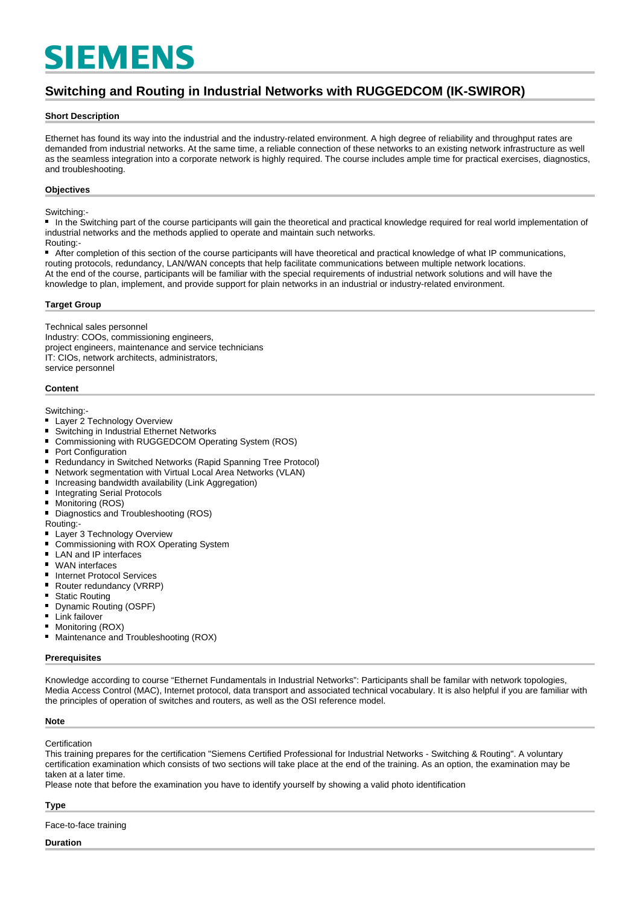# SIEMENS

## Switching and Routing in Industrial Networks with RUGGEDCOM (IK-SWIROR)

### Short Description

Ethernet has found its way into the industrial and the industry-related environment. A high degree of reliability and throughput rates are demanded from industrial networks. At the same time, a reliable connection of these networks to an existing network infrastructure as well as the seamless integration into a corporate network is highly required. The course includes ample time for practical exercises, diagnostics, and troubleshooting.

### Objectives

Switching:-

- In the Switching part of the course participants will gain the theoretical and practical knowledge required for real world implementation of industrial networks and the methods applied to operate and maintain such networks.

Routing:-

- After completion of this section of the course participants will have theoretical and practical knowledge of what IP communications, routing protocols, redundancy, LAN/WAN concepts that help facilitate communications between multiple network locations.

At the end of the course, participants will be familiar with the special requirements of industrial network solutions and will have the knowledge to plan, implement, and provide support for plain networks in an industrial or industry-related environment.

### Target Group

Technical sales personnel
Industry: COOs, commissioning engineers,
project engineers, maintenance and service technicians
IT: CIOs, network architects, administrators,
service personnel

### Content

Switching:-

- Layer 2 Technology Overview
- Switching in Industrial Ethernet Networks
- Commissioning with RUGGEDCOM Operating System (ROS)
- Port Configuration
- Redundancy in Switched Networks (Rapid Spanning Tree Protocol)
- Network segmentation with Virtual Local Area Networks (VLAN)
- Increasing bandwidth availability (Link Aggregation)
- Integrating Serial Protocols
- Monitoring (ROS)
- Diagnostics and Troubleshooting (ROS)

Routing:-

- Layer 3 Technology Overview
- Commissioning with ROX Operating System
- LAN and IP interfaces
- WAN interfaces
- Internet Protocol Services
- Router redundancy (VRRP)
- Static Routing
- Dynamic Routing (OSPF)
- Link failover
- Monitoring (ROX)
- Maintenance and Troubleshooting (ROX)

### Prerequisites

Knowledge according to course “Ethernet Fundamentals in Industrial Networks”: Participants shall be familar with network topologies, Media Access Control (MAC), Internet protocol, data transport and associated technical vocabulary. It is also helpful if you are familiar with the principles of operation of switches and routers, as well as the OSI reference model.

### Note

Certification
This training prepares for the certification "Siemens Certified Professional for Industrial Networks - Switching & Routing". A voluntary certification examination which consists of two sections will take place at the end of the training. As an option, the examination may be taken at a later time.
Please note that before the examination you have to identify yourself by showing a valid photo identification

### Type

Face-to-face training

### Duration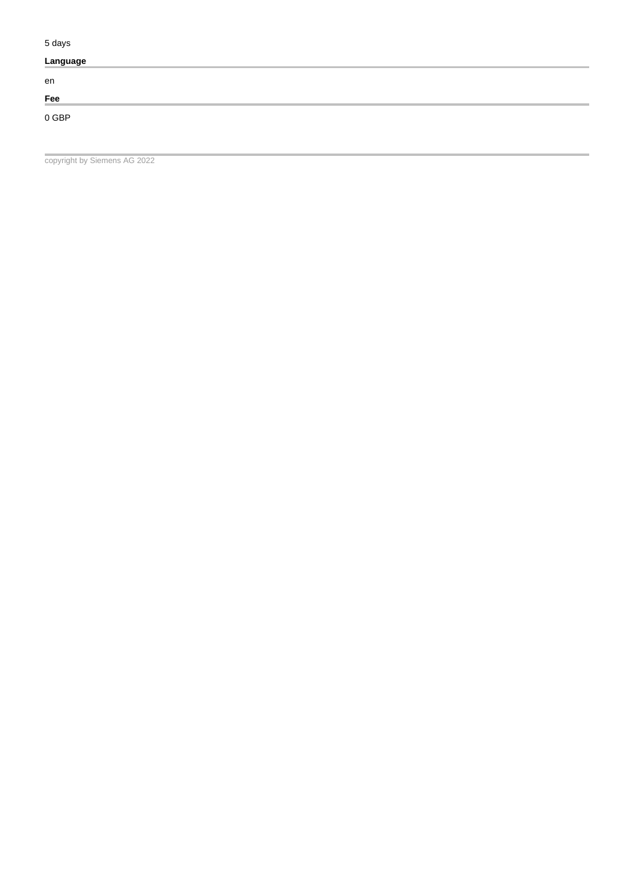5 days

**Language**

en

**Fee**

0 GBP

copyright by Siemens AG 2022